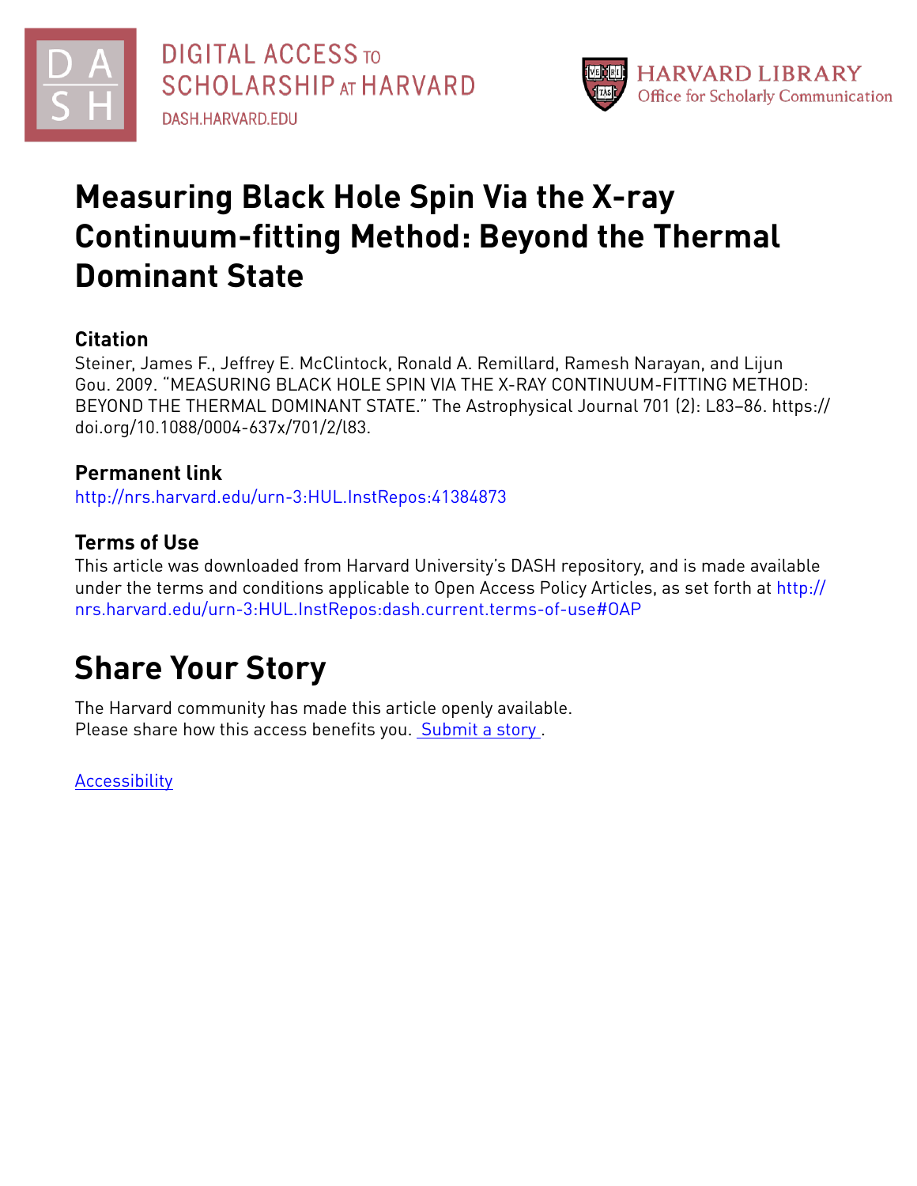DIGITAL ACCESS TO SCHOLARSHIP AT HARVARD
DASH.HARVARD.EDU

HARVARD LIBRARY
Office for Scholarly Communication

# Measuring Black Hole Spin Via the X-ray Continuum-fitting Method: Beyond the Thermal Dominant State

## Citation

Steiner, James F., Jeffrey E. McClintock, Ronald A. Remillard, Ramesh Narayan, and Lijun Gou. 2009. "MEASURING BLACK HOLE SPIN VIA THE X-RAY CONTINUUM-FITTING METHOD: BEYOND THE THERMAL DOMINANT STATE." The Astrophysical Journal 701 (2): L83–86. https://doi.org/10.1088/0004-637x/701/2/l83.

## Permanent link

http://nrs.harvard.edu/urn-3:HUL.InstRepos:41384873

## Terms of Use

This article was downloaded from Harvard University's DASH repository, and is made available under the terms and conditions applicable to Open Access Policy Articles, as set forth at http://nrs.harvard.edu/urn-3:HUL.InstRepos:dash.current.terms-of-use#OAP

# Share Your Story

The Harvard community has made this article openly available.
Please share how this access benefits you. Submit a story .

Accessibility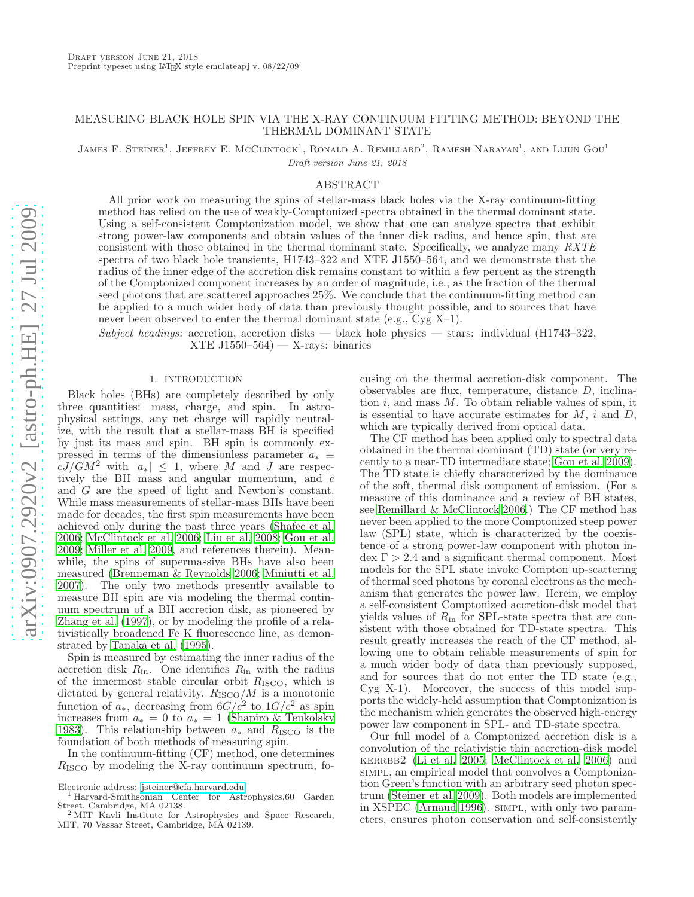Draft version June 21, 2018
Preprint typeset using LaTeX style emulateapj v. 08/22/09

# MEASURING BLACK HOLE SPIN VIA THE X-RAY CONTINUUM FITTING METHOD: BEYOND THE THERMAL DOMINANT STATE

James F. Steiner[1], Jeffrey E. McClintock[1], Ronald A. Remillard[2], Ramesh Narayan[1], and Lijun Gou[1]

*Draft version June 21, 2018*

## ABSTRACT

All prior work on measuring the spins of stellar-mass black holes via the X-ray continuum-fitting method has relied on the use of weakly-Comptonized spectra obtained in the thermal dominant state. Using a self-consistent Comptonization model, we show that one can analyze spectra that exhibit strong power-law components and obtain values of the inner disk radius, and hence spin, that are consistent with those obtained in the thermal dominant state. Specifically, we analyze many *RXTE* spectra of two black hole transients, H1743–322 and XTE J1550–564, and we demonstrate that the radius of the inner edge of the accretion disk remains constant to within a few percent as the strength of the Comptonized component increases by an order of magnitude, i.e., as the fraction of the thermal seed photons that are scattered approaches 25%. We conclude that the continuum-fitting method can be applied to a much wider body of data than previously thought possible, and to sources that have never been observed to enter the thermal dominant state (e.g., Cyg X–1).

*Subject headings:* accretion, accretion disks — black hole physics — stars: individual (H1743–322, XTE J1550–564) — X-rays: binaries

## 1. INTRODUCTION

Black holes (BHs) are completely described by only three quantities: mass, charge, and spin. In astrophysical settings, any net charge will rapidly neutralize, with the result that a stellar-mass BH is specified by just its mass and spin. BH spin is commonly expressed in terms of the dimensionless parameter $a_* \equiv cJ/GM^2$ with $|a_*| \leq 1$, where $M$ and $J$ are respectively the BH mass and angular momentum, and $c$ and $G$ are the speed of light and Newton's constant. While mass measurements of stellar-mass BHs have been made for decades, the first spin measurements have been achieved only during the past three years (Shafee et al. 2006; McClintock et al. 2006; Liu et al. 2008; Gou et al. 2009; Miller et al. 2009, and references therein). Meanwhile, the spins of supermassive BHs have also been measured (Brenneman & Reynolds 2006; Miniutti et al. 2007). The only two methods presently available to measure BH spin are via modeling the thermal continuum spectrum of a BH accretion disk, as pioneered by Zhang et al. (1997), or by modeling the profile of a relativistically broadened Fe K fluorescence line, as demonstrated by Tanaka et al. (1995).

Spin is measured by estimating the inner radius of the accretion disk $R_{\rm in}$. One identifies $R_{\rm in}$ with the radius of the innermost stable circular orbit $R_{\rm ISCO}$, which is dictated by general relativity. $R_{\rm ISCO}/M$ is a monotonic function of $a_*$, decreasing from $6G/c^2$ to $1G/c^2$ as spin increases from $a_* = 0$ to $a_* = 1$ (Shapiro & Teukolsky 1983). This relationship between $a_*$ and $R_{\rm ISCO}$ is the foundation of both methods of measuring spin.

In the continuum-fitting (CF) method, one determines $R_{\rm ISCO}$ by modeling the X-ray continuum spectrum, focusing on the thermal accretion-disk component. The observables are flux, temperature, distance $D$, inclination $i$, and mass $M$. To obtain reliable values of spin, it is essential to have accurate estimates for $M$, $i$ and $D$, which are typically derived from optical data.

The CF method has been applied only to spectral data obtained in the thermal dominant (TD) state (or very recently to a near-TD intermediate state; Gou et al. 2009). The TD state is chiefly characterized by the dominance of the soft, thermal disk component of emission. (For a measure of this dominance and a review of BH states, see Remillard & McClintock 2006.) The CF method has never been applied to the more Comptonized steep power law (SPL) state, which is characterized by the coexistence of a strong power-law component with photon index $\Gamma > 2.4$ and a significant thermal component. Most models for the SPL state invoke Compton up-scattering of thermal seed photons by coronal electrons as the mechanism that generates the power law. Herein, we employ a self-consistent Comptonized accretion-disk model that yields values of $R_{\rm in}$ for SPL-state spectra that are consistent with those obtained for TD-state spectra. This result greatly increases the reach of the CF method, allowing one to obtain reliable measurements of spin for a much wider body of data than previously supposed, and for sources that do not enter the TD state (e.g., Cyg X-1). Moreover, the success of this model supports the widely-held assumption that Comptonization is the mechanism which generates the observed high-energy power law component in SPL- and TD-state spectra.

Our full model of a Comptonized accretion disk is a convolution of the relativistic thin accretion-disk model kerrbb2 (Li et al. 2005; McClintock et al. 2006) and simpl, an empirical model that convolves a Comptonization Green's function with an arbitrary seed photon spectrum (Steiner et al. 2009). Both models are implemented in XSPEC (Arnaud 1996). simpl, with only two parameters, ensures photon conservation and self-consistently

Electronic address: jsteiner@cfa.harvard.edu
[1] Harvard-Smithsonian Center for Astrophysics, 60 Garden Street, Cambridge, MA 02138.
[2] MIT Kavli Institute for Astrophysics and Space Research, MIT, 70 Vassar Street, Cambridge, MA 02139.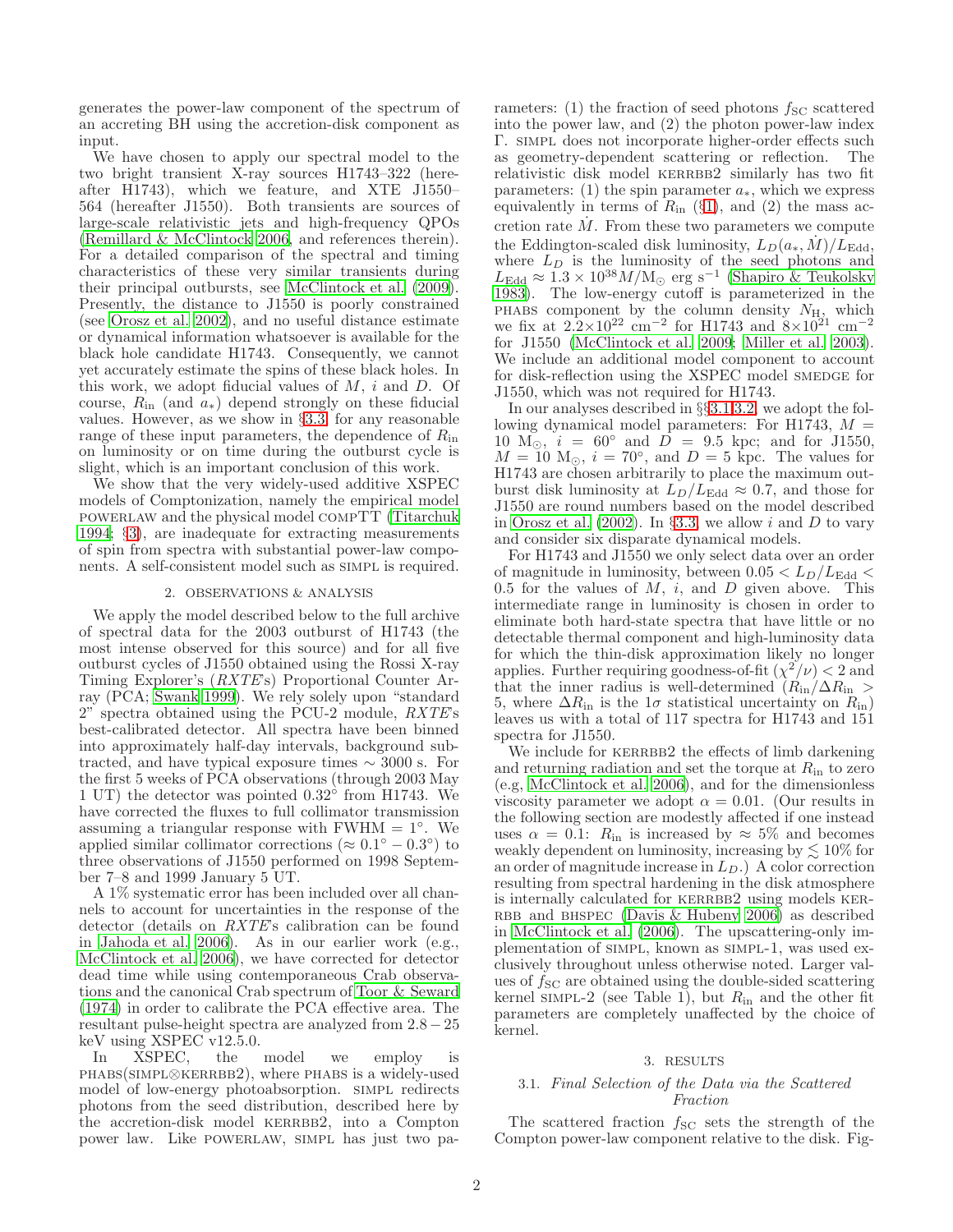generates the power-law component of the spectrum of an accreting BH using the accretion-disk component as input.

We have chosen to apply our spectral model to the two bright transient X-ray sources H1743–322 (hereafter H1743), which we feature, and XTE J1550–564 (hereafter J1550). Both transients are sources of large-scale relativistic jets and high-frequency QPOs (Remillard & McClintock 2006, and references therein). For a detailed comparison of the spectral and timing characteristics of these very similar transients during their principal outbursts, see McClintock et al. (2009). Presently, the distance to J1550 is poorly constrained (see Orosz et al. 2002), and no useful distance estimate or dynamical information whatsoever is available for the black hole candidate H1743. Consequently, we cannot yet accurately estimate the spins of these black holes. In this work, we adopt fiducial values of $M$, $i$ and $D$. Of course, $R_{\rm in}$ (and $a_*$) depend strongly on these fiducial values. However, as we show in §3.3, for any reasonable range of these input parameters, the dependence of $R_{\rm in}$ on luminosity or on time during the outburst cycle is slight, which is an important conclusion of this work.

We show that the very widely-used additive XSPEC models of Comptonization, namely the empirical model POWERLAW and the physical model COMPTT (Titarchuk 1994; §3), are inadequate for extracting measurements of spin from spectra with substantial power-law components. A self-consistent model such as SIMPL is required.

## 2. OBSERVATIONS & ANALYSIS

We apply the model described below to the full archive of spectral data for the 2003 outburst of H1743 (the most intense observed for this source) and for all five outburst cycles of J1550 obtained using the Rossi X-ray Timing Explorer's (*RXTE*'s) Proportional Counter Array (PCA; Swank 1999). We rely solely upon "standard 2" spectra obtained using the PCU-2 module, *RXTE*'s best-calibrated detector. All spectra have been binned into approximately half-day intervals, background subtracted, and have typical exposure times $\sim 3000$ s. For the first 5 weeks of PCA observations (through 2003 May 1 UT) the detector was pointed $0.32^\circ$ from H1743. We have corrected the fluxes to full collimator transmission assuming a triangular response with FWHM $= 1^\circ$. We applied similar collimator corrections ($\approx 0.1^\circ - 0.3^\circ$) to three observations of J1550 performed on 1998 September 7–8 and 1999 January 5 UT.

A 1% systematic error has been included over all channels to account for uncertainties in the response of the detector (details on *RXTE*'s calibration can be found in Jahoda et al. 2006). As in our earlier work (e.g., McClintock et al. 2006), we have corrected for detector dead time while using contemporaneous Crab observations and the canonical Crab spectrum of Toor & Seward (1974) in order to calibrate the PCA effective area. The resultant pulse-height spectra are analyzed from $2.8 - 25$ keV using XSPEC v12.5.0.

In XSPEC, the model we employ is PHABS(SIMPL⊗KERRBB2), where PHABS is a widely-used model of low-energy photoabsorption. SIMPL redirects photons from the seed distribution, described here by the accretion-disk model KERRBB2, into a Compton power law. Like POWERLAW, SIMPL has just two parameters: (1) the fraction of seed photons $f_{\rm SC}$ scattered into the power law, and (2) the photon power-law index $\Gamma$. SIMPL does not incorporate higher-order effects such as geometry-dependent scattering or reflection. The relativistic disk model KERRBB2 similarly has two fit parameters: (1) the spin parameter $a_*$, which we express equivalently in terms of $R_{\rm in}$ (§1), and (2) the mass accretion rate $\dot{M}$. From these two parameters we compute the Eddington-scaled disk luminosity, $L_D(a_*, \dot{M})/L_{\rm Edd}$, where $L_D$ is the luminosity of the seed photons and $L_{\rm Edd} \approx 1.3 \times 10^{38} M/{\rm M}_\odot$ erg s$^{-1}$ (Shapiro & Teukolsky 1983). The low-energy cutoff is parameterized in the PHABS component by the column density $N_{\rm H}$, which we fix at $2.2{\times}10^{22}$ cm$^{-2}$ for H1743 and $8{\times}10^{21}$ cm$^{-2}$ for J1550 (McClintock et al. 2009; Miller et al. 2003). We include an additional model component to account for disk-reflection using the XSPEC model SMEDGE for J1550, which was not required for H1743.

In our analyses described in §§3.1-3.2, we adopt the following dynamical model parameters: For H1743, $M = 10$ M$_\odot$, $i = 60^\circ$ and $D = 9.5$ kpc; and for J1550, $M = 10$ M$_\odot$, $i = 70^\circ$, and $D = 5$ kpc. The values for H1743 are chosen arbitrarily to place the maximum outburst disk luminosity at $L_D/L_{\rm Edd} \approx 0.7$, and those for J1550 are round numbers based on the model described in Orosz et al. (2002). In §3.3, we allow $i$ and $D$ to vary and consider six disparate dynamical models.

For H1743 and J1550 we only select data over an order of magnitude in luminosity, between $0.05 < L_D/L_{\rm Edd} < 0.5$ for the values of $M$, $i$, and $D$ given above. This intermediate range in luminosity is chosen in order to eliminate both hard-state spectra that have little or no detectable thermal component and high-luminosity data for which the thin-disk approximation likely no longer applies. Further requiring goodness-of-fit ($\chi^2/\nu$) $< 2$ and that the inner radius is well-determined ($R_{\rm in}/\Delta R_{\rm in} > 5$, where $\Delta R_{\rm in}$ is the $1\sigma$ statistical uncertainty on $R_{\rm in}$) leaves us with a total of 117 spectra for H1743 and 151 spectra for J1550.

We include for KERRBB2 the effects of limb darkening and returning radiation and set the torque at $R_{\rm in}$ to zero (e.g, McClintock et al. 2006), and for the dimensionless viscosity parameter we adopt $\alpha = 0.01$. (Our results in the following section are modestly affected if one instead uses $\alpha = 0.1$: $R_{\rm in}$ is increased by $\approx 5$% and becomes weakly dependent on luminosity, increasing by $\lesssim 10$% for an order of magnitude increase in $L_D$.) A color correction resulting from spectral hardening in the disk atmosphere is internally calculated for KERRBB2 using models KERRBB and BHSPEC (Davis & Hubeny 2006) as described in McClintock et al. (2006). The upscattering-only implementation of SIMPL, known as SIMPL-1, was used exclusively throughout unless otherwise noted. Larger values of $f_{\rm SC}$ are obtained using the double-sided scattering kernel SIMPL-2 (see Table 1), but $R_{\rm in}$ and the other fit parameters are completely unaffected by the choice of kernel.

## 3. RESULTS

### 3.1. *Final Selection of the Data via the Scattered Fraction*

The scattered fraction $f_{\rm SC}$ sets the strength of the Compton power-law component relative to the disk. Fig-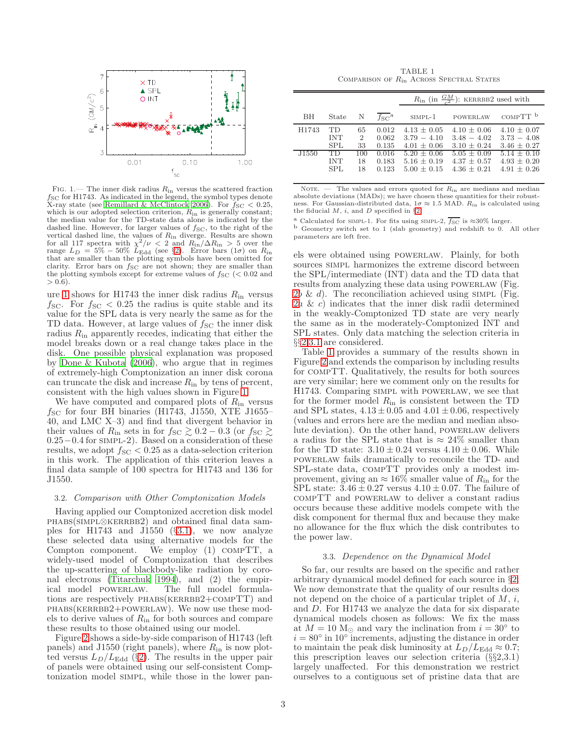FIG. 1.— The inner disk radius $R_{\rm in}$ versus the scattered fraction $f_{\rm SC}$ for H1743. As indicated in the legend, the symbol types denote X-ray state (see Remillard & McClintock 2006). For $f_{\rm SC} < 0.25$, which is our adopted selection criterion, $R_{\rm in}$ is generally constant; the median value for the TD-state data alone is indicated by the dashed line. However, for larger values of $f_{\rm SC}$, to the right of the vertical dashed line, the values of $R_{\rm in}$ diverge. Results are shown for all 117 spectra with $\chi^2/\nu < 2$ and $R_{\rm in}/\Delta R_{\rm in} > 5$ over the range $L_D = 5\% - 50\%$ $L_{\rm Edd}$ (see §2). Error bars ($1\sigma$) on $R_{\rm in}$ that are smaller than the plotting symbols have been omitted for clarity. Error bars on $f_{\rm SC}$ are not shown; they are smaller than the plotting symbols except for extreme values of $f_{\rm SC}$ ($< 0.02$ and $> 0.6$).

ure 1 shows for H1743 the inner disk radius $R_{\rm in}$ versus $f_{\rm SC}$. For $f_{\rm SC} < 0.25$ the radius is quite stable and its value for the SPL data is very nearly the same as for the TD data. However, at large values of $f_{\rm SC}$ the inner disk radius $R_{\rm in}$ apparently recedes, indicating that either the model breaks down or a real change takes place in the disk. One possible physical explanation was proposed by Done & Kubota (2006), who argue that in regimes of extremely-high Comptonization an inner disk corona can truncate the disk and increase $R_{\rm in}$ by tens of percent, consistent with the high values shown in Figure 1.

We have computed and compared plots of $R_{\rm in}$ versus $f_{\rm SC}$ for four BH binaries (H1743, J1550, XTE J1655–40, and LMC X–3) and find that divergent behavior in their values of $R_{\rm in}$ sets in for $f_{\rm SC} \gtrsim 0.2 - 0.3$ (or $f_{\rm SC} \gtrsim 0.25 - 0.4$ for SIMPL-2). Based on a consideration of these results, we adopt $f_{\rm SC} < 0.25$ as a data-selection criterion in this work. The application of this criterion leaves a final data sample of 100 spectra for H1743 and 136 for J1550.

### 3.2. *Comparison with Other Comptonization Models*

Having applied our Comptonized accretion disk model PHABS(SIMPL⊗KERRBB2) and obtained final data samples for H1743 and J1550 (§3.1), we now analyze these selected data using alternative models for the Compton component. We employ (1) COMPTT, a widely-used model of Comptonization that describes the up-scattering of blackbody-like radiation by coronal electrons (Titarchuk 1994), and (2) the empirical model POWERLAW. The full model formulations are respectively PHABS(KERRBB2+COMPTT) and PHABS(KERRBB2+POWERLAW). We now use these models to derive values of $R_{\rm in}$ for both sources and compare these results to those obtained using our model.

Figure 2 shows a side-by-side comparison of H1743 (left panels) and J1550 (right panels), where $R_{\rm in}$ is now plotted versus $L_D/L_{\rm Edd}$ (§2). The results in the upper pair of panels were obtained using our self-consistent Comptonization model SIMPL, while those in the lower panels were obtained using POWERLAW. Plainly, for both sources SIMPL harmonizes the extreme discord between the SPL/intermediate (INT) data and the TD data that results from analyzing these data using POWERLAW (Fig. 2*b* & *d*). The reconciliation achieved using SIMPL (Fig. 2*a* & *c*) indicates that the inner disk radii determined in the weakly-Comptonized TD state are very nearly the same as in the moderately-Comptonized INT and SPL states. Only data matching the selection criteria in §§2,3.1 are considered.

TABLE 1
COMPARISON OF $R_{\rm in}$ ACROSS SPECTRAL STATES

| BH | State | N | $\overline{f_{\rm SC}}$[a] | $R_{\rm in}$ (in $\frac{GM}{c^2}$): KERRBB2 used with SIMPL-1 | POWERLAW | COMPTT[b] |
|---|---|---|---|---|---|---|
| H1743 | TD | 65 | 0.012 | 4.13 ± 0.05 | 4.10 ± 0.06 | 4.10 ± 0.07 |
| | INT | 2 | 0.062 | 3.79 − 4.10 | 3.48 − 4.02 | 3.73 − 4.08 |
| | SPL | 33 | 0.135 | 4.01 ± 0.06 | 3.10 ± 0.24 | 3.46 ± 0.27 |
| J1550 | TD | 100 | 0.016 | 5.20 ± 0.06 | 5.05 ± 0.09 | 5.14 ± 0.10 |
| | INT | 18 | 0.183 | 5.16 ± 0.19 | 4.37 ± 0.57 | 4.93 ± 0.20 |
| | SPL | 18 | 0.123 | 5.00 ± 0.15 | 4.36 ± 0.21 | 4.91 ± 0.26 |

NOTE. — The values and errors quoted for $R_{\rm in}$ are medians and median absolute deviations (MADs); we have chosen these quantities for their robustness. For Gaussian-distributed data, $1\sigma \approx 1.5$ MAD. $R_{\rm in}$ is calculated using the fiducial $M$, $i$, and $D$ specified in §2.

[a] Calculated for SIMPL-1. For fits using SIMPL-2, $\overline{f_{\rm SC}}$ is ≈30% larger.

[b] Geometry switch set to 1 (slab geometry) and redshift to 0. All other parameters are left free.

Table 1 provides a summary of the results shown in Figure 2 and extends the comparison by including results for COMPTT. Qualitatively, the results for both sources are very similar; here we comment only on the results for H1743. Comparing SIMPL with POWERLAW, we see that for the former model $R_{\rm in}$ is consistent between the TD and SPL states, $4.13 \pm 0.05$ and $4.01 \pm 0.06$, respectively (values and errors here are the median and median absolute deviation). On the other hand, POWERLAW delivers a radius for the SPL state that is ≈ 24% smaller than for the TD state: $3.10 \pm 0.24$ versus $4.10 \pm 0.06$. While POWERLAW fails dramatically to reconcile the TD- and SPL-state data, COMPTT provides only a modest improvement, giving an ≈ 16% smaller value of $R_{\rm in}$ for the SPL state: $3.46 \pm 0.27$ versus $4.10 \pm 0.07$. The failure of COMPTT and POWERLAW to deliver a constant radius occurs because these additive models compete with the disk component for thermal flux and because they make no allowance for the flux which the disk contributes to the power law.

### 3.3. *Dependence on the Dynamical Model*

So far, our results are based on the specific and rather arbitrary dynamical model defined for each source in §2. We now demonstrate that the quality of our results does not depend on the choice of a particular triplet of $M$, $i$, and $D$. For H1743 we analyze the data for six disparate dynamical models chosen as follows: We fix the mass at $M = 10$ $M_\odot$ and vary the inclination from $i = 30°$ to $i = 80°$ in 10° increments, adjusting the distance in order to maintain the peak disk luminosity at $L_D/L_{\rm Edd} \approx 0.7$; this prescription leaves our selection criteria (§§2,3.1) largely unaffected. For this demonstration we restrict ourselves to a contiguous set of pristine data that are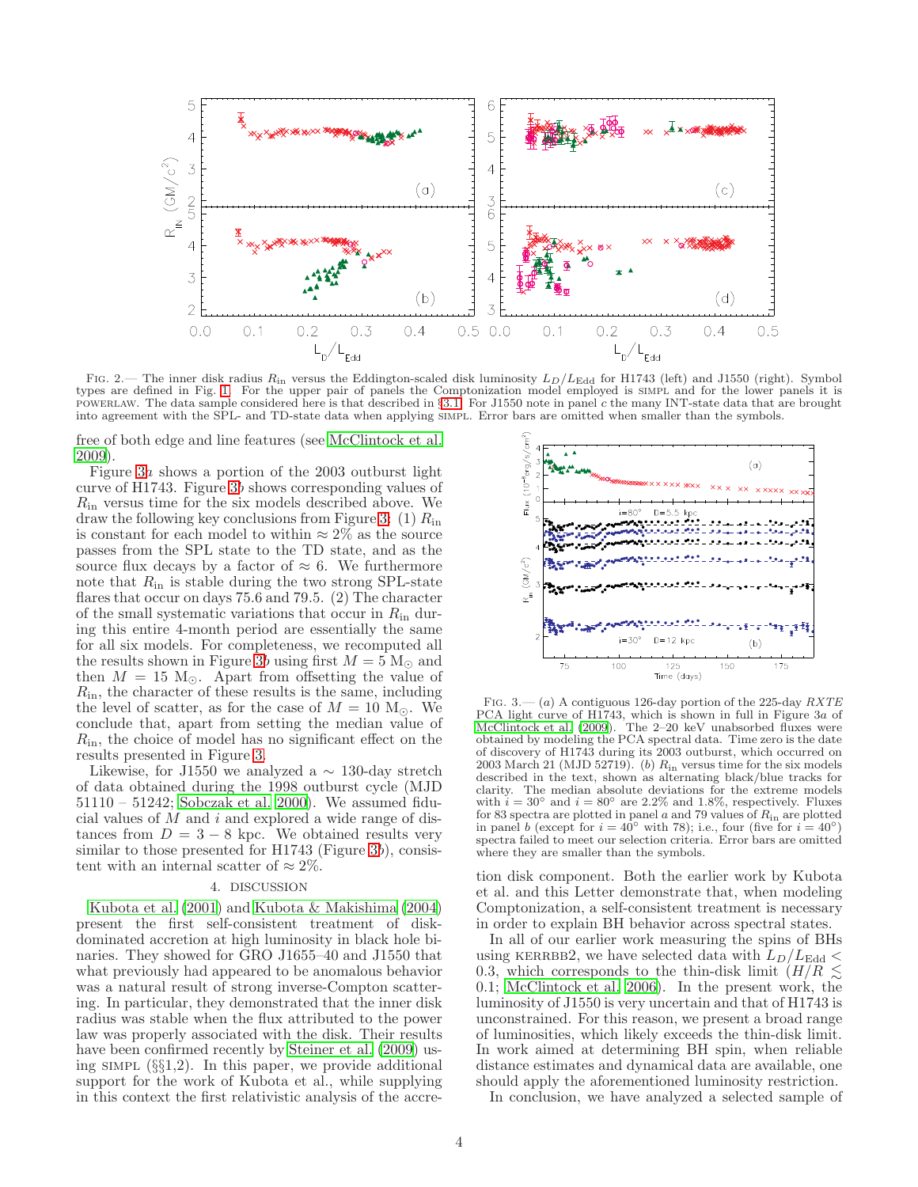FIG. 2.— The inner disk radius $R_{\rm in}$ versus the Eddington-scaled disk luminosity $L_D/L_{\rm Edd}$ for H1743 (left) and J1550 (right). Symbol types are defined in Fig. 1. For the upper pair of panels the Comptonization model employed is SIMPL and for the lower panels it is POWERLAW. The data sample considered here is that described in §3.1. For J1550 note in panel *c* the many INT-state data that are brought into agreement with the SPL- and TD-state data when applying SIMPL. Error bars are omitted when smaller than the symbols.

free of both edge and line features (see McClintock et al. 2009).

Figure 3*a* shows a portion of the 2003 outburst light curve of H1743. Figure 3*b* shows corresponding values of $R_{\rm in}$ versus time for the six models described above. We draw the following key conclusions from Figure 3: (1) $R_{\rm in}$ is constant for each model to within $\approx 2\%$ as the source passes from the SPL state to the TD state, and as the source flux decays by a factor of $\approx 6$. We furthermore note that $R_{\rm in}$ is stable during the two strong SPL-state flares that occur on days 75.6 and 79.5. (2) The character of the small systematic variations that occur in $R_{\rm in}$ during this entire 4-month period are essentially the same for all six models. For completeness, we recomputed all the results shown in Figure 3*b* using first $M = 5$ M$_\odot$ and then $M = 15$ M$_\odot$. Apart from offsetting the value of $R_{\rm in}$, the character of these results is the same, including the level of scatter, as for the case of $M = 10$ M$_\odot$. We conclude that, apart from setting the median value of $R_{\rm in}$, the choice of model has no significant effect on the results presented in Figure 3.

Likewise, for J1550 we analyzed a $\sim$ 130-day stretch of data obtained during the 1998 outburst cycle (MJD 51110 – 51242; Sobczak et al. 2000). We assumed fiducial values of $M$ and $i$ and explored a wide range of distances from $D = 3-8$ kpc. We obtained results very similar to those presented for H1743 (Figure 3*b*), consistent with an internal scatter of $\approx 2\%$.

FIG. 3.— (*a*) A contiguous 126-day portion of the 225-day *RXTE* PCA light curve of H1743, which is shown in full in Figure 3*a* of McClintock et al. (2009). The 2–20 keV unabsorbed fluxes were obtained by modeling the PCA spectral data. Time zero is the date of discovery of H1743 during its 2003 outburst, which occurred on 2003 March 21 (MJD 52719). (*b*) $R_{\rm in}$ versus time for the six models described in the text, shown as alternating black/blue tracks for clarity. The median absolute deviations for the extreme models with $i = 30°$ and $i = 80°$ are 2.2% and 1.8%, respectively. Fluxes for 83 spectra are plotted in panel *a* and 79 values of $R_{\rm in}$ are plotted in panel *b* (except for $i = 40°$ with 78); i.e., four (five for $i = 40°$) spectra failed to meet our selection criteria. Error bars are omitted where they are smaller than the symbols.

## 4. DISCUSSION

Kubota et al. (2001) and Kubota & Makishima (2004) present the first self-consistent treatment of disk-dominated accretion at high luminosity in black hole binaries. They showed for GRO J1655–40 and J1550 that what previously had appeared to be anomalous behavior was a natural result of strong inverse-Compton scattering. In particular, they demonstrated that the inner disk radius was stable when the flux attributed to the power law was properly associated with the disk. Their results have been confirmed recently by Steiner et al. (2009) using SIMPL (§§1,2). In this paper, we provide additional support for the work of Kubota et al., while supplying in this context the first relativistic analysis of the accretion disk component. Both the earlier work by Kubota et al. and this Letter demonstrate that, when modeling Comptonization, a self-consistent treatment is necessary in order to explain BH behavior across spectral states.

In all of our earlier work measuring the spins of BHs using KERRBB2, we have selected data with $L_D/L_{\rm Edd} < 0.3$, which corresponds to the thin-disk limit ($H/R \lesssim 0.1$; McClintock et al. 2006). In the present work, the luminosity of J1550 is very uncertain and that of H1743 is unconstrained. For this reason, we present a broad range of luminosities, which likely exceeds the thin-disk limit. In work aimed at determining BH spin, when reliable distance estimates and dynamical data are available, one should apply the aforementioned luminosity restriction.

In conclusion, we have analyzed a selected sample of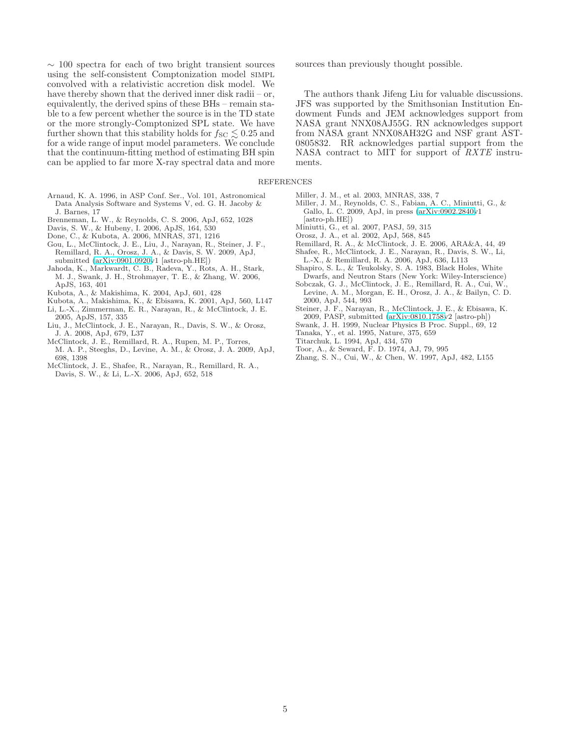$\sim 100$ spectra for each of two bright transient sources using the self-consistent Comptonization model SIMPL convolved with a relativistic accretion disk model. We have thereby shown that the derived inner disk radii – or, equivalently, the derived spins of these BHs – remain stable to a few percent whether the source is in the TD state or the more strongly-Comptonized SPL state. We have further shown that this stability holds for $f_{SC} \lesssim 0.25$ and for a wide range of input model parameters. We conclude that the continuum-fitting method of estimating BH spin can be applied to far more X-ray spectral data and more sources than previously thought possible.

The authors thank Jifeng Liu for valuable discussions. JFS was supported by the Smithsonian Institution Endowment Funds and JEM acknowledges support from NASA grant NNX08AJ55G. RN acknowledges support from NASA grant NNX08AH32G and NSF grant AST-0805832. RR acknowledges partial support from the NASA contract to MIT for support of *RXTE* instruments.

## REFERENCES

Arnaud, K. A. 1996, in ASP Conf. Ser., Vol. 101, Astronomical Data Analysis Software and Systems V, ed. G. H. Jacoby & J. Barnes, 17

Brenneman, L. W., & Reynolds, C. S. 2006, ApJ, 652, 1028

Davis, S. W., & Hubeny, I. 2006, ApJS, 164, 530

Done, C., & Kubota, A. 2006, MNRAS, 371, 1216

Gou, L., McClintock, J. E., Liu, J., Narayan, R., Steiner, J. F., Remillard, R. A., Orosz, J. A., & Davis, S. W. 2009, ApJ, submitted (arXiv:0901.0920v1 [astro-ph.HE])

Jahoda, K., Markwardt, C. B., Radeva, Y., Rots, A. H., Stark, M. J., Swank, J. H., Strohmayer, T. E., & Zhang, W. 2006, ApJS, 163, 401

Kubota, A., & Makishima, K. 2004, ApJ, 601, 428

Kubota, A., Makishima, K., & Ebisawa, K. 2001, ApJ, 560, L147

Li, L.-X., Zimmerman, E. R., Narayan, R., & McClintock, J. E. 2005, ApJS, 157, 335

Liu, J., McClintock, J. E., Narayan, R., Davis, S. W., & Orosz, J. A. 2008, ApJ, 679, L37

McClintock, J. E., Remillard, R. A., Rupen, M. P., Torres, M. A. P., Steeghs, D., Levine, A. M., & Orosz, J. A. 2009, ApJ, 698, 1398

McClintock, J. E., Shafee, R., Narayan, R., Remillard, R. A., Davis, S. W., & Li, L.-X. 2006, ApJ, 652, 518

Miller, J. M., et al. 2003, MNRAS, 338, 7

Miller, J. M., Reynolds, C. S., Fabian, A. C., Miniutti, G., & Gallo, L. C. 2009, ApJ, in press (arXiv:0902.2840v1 [astro-ph.HE])

Miniutti, G., et al. 2007, PASJ, 59, 315

Orosz, J. A., et al. 2002, ApJ, 568, 845

Remillard, R. A., & McClintock, J. E. 2006, ARA&A, 44, 49

Shafee, R., McClintock, J. E., Narayan, R., Davis, S. W., Li, L.-X., & Remillard, R. A. 2006, ApJ, 636, L113

Shapiro, S. L., & Teukolsky, S. A. 1983, Black Holes, White Dwarfs, and Neutron Stars (New York: Wiley-Interscience)

Sobczak, G. J., McClintock, J. E., Remillard, R. A., Cui, W., Levine, A. M., Morgan, E. H., Orosz, J. A., & Bailyn, C. D. 2000, ApJ, 544, 993

Steiner, J. F., Narayan, R., McClintock, J. E., & Ebisawa, K. 2009, PASP, submitted (arXiv:0810.1758v2 [astro-ph])

Swank, J. H. 1999, Nuclear Physics B Proc. Suppl., 69, 12

Tanaka, Y., et al. 1995, Nature, 375, 659

Titarchuk, L. 1994, ApJ, 434, 570

Toor, A., & Seward, F. D. 1974, AJ, 79, 995

Zhang, S. N., Cui, W., & Chen, W. 1997, ApJ, 482, L155